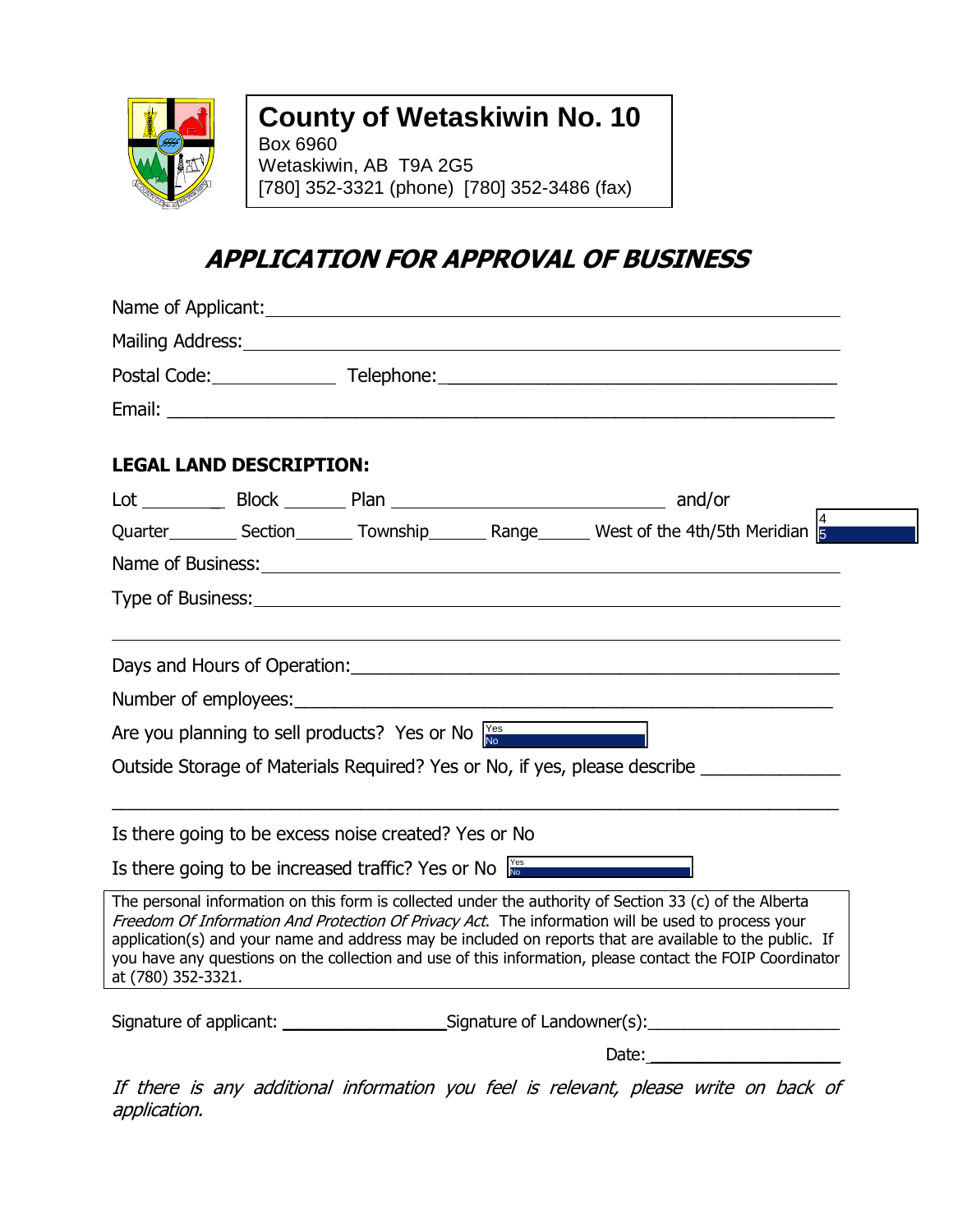**County of Wetaskiwin No. 10**
Box 6960
Wetaskiwin, AB T9A 2G5
[780] 352-3321 (phone) [780] 352-3486 (fax)

# *APPLICATION FOR APPROVAL OF BUSINESS*

Name of Applicant: ______________________________

Mailing Address: ______________________________

Postal Code: ____________ Telephone: ______________________________

Email: ______________________________

**LEGAL LAND DESCRIPTION:**

Lot ________ Block ______ Plan __________________________ and/or

Quarter_______ Section______ Township______ Range______ West of the 4th/5th Meridian 4 / 5

Name of Business: ______________________________

Type of Business: ______________________________

______________________________

Days and Hours of Operation: ______________________________

Number of employees: ______________________________

Are you planning to sell products? Yes or No Yes / No

Outside Storage of Materials Required? Yes or No, if yes, please describe ______________

______________________________

Is there going to be excess noise created? Yes or No

Is there going to be increased traffic? Yes or No Yes / No

The personal information on this form is collected under the authority of Section 33 (c) of the Alberta *Freedom Of Information And Protection Of Privacy Act*. The information will be used to process your application(s) and your name and address may be included on reports that are available to the public. If you have any questions on the collection and use of this information, please contact the FOIP Coordinator at (780) 352-3321.

Signature of applicant: ________________ Signature of Landowner(s): ____________________

Date: ____________________

*If there is any additional information you feel is relevant, please write on back of application.*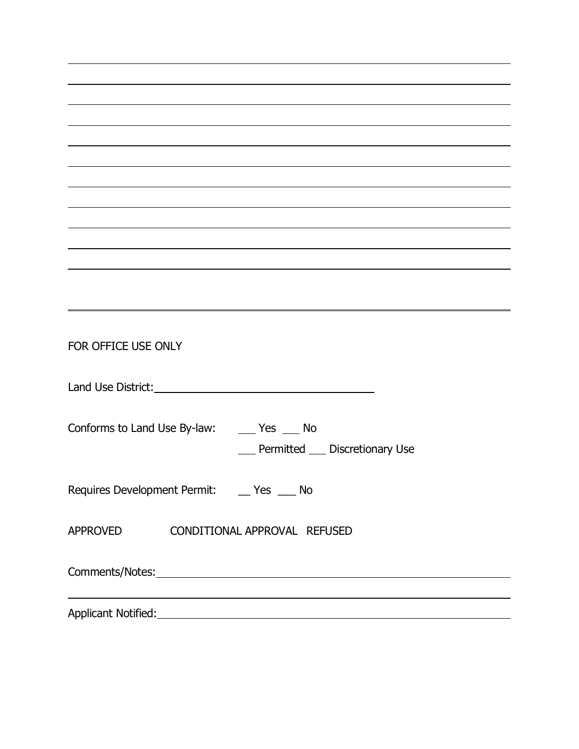FOR OFFICE USE ONLY

Land Use District: ____________________________________

Conforms to Land Use By-law: ___ Yes ___ No

___ Permitted ___ Discretionary Use

Requires Development Permit: __ Yes ___ No

APPROVED CONDITIONAL APPROVAL REFUSED

Comments/Notes: ____________________________________

Applicant Notified: ____________________________________